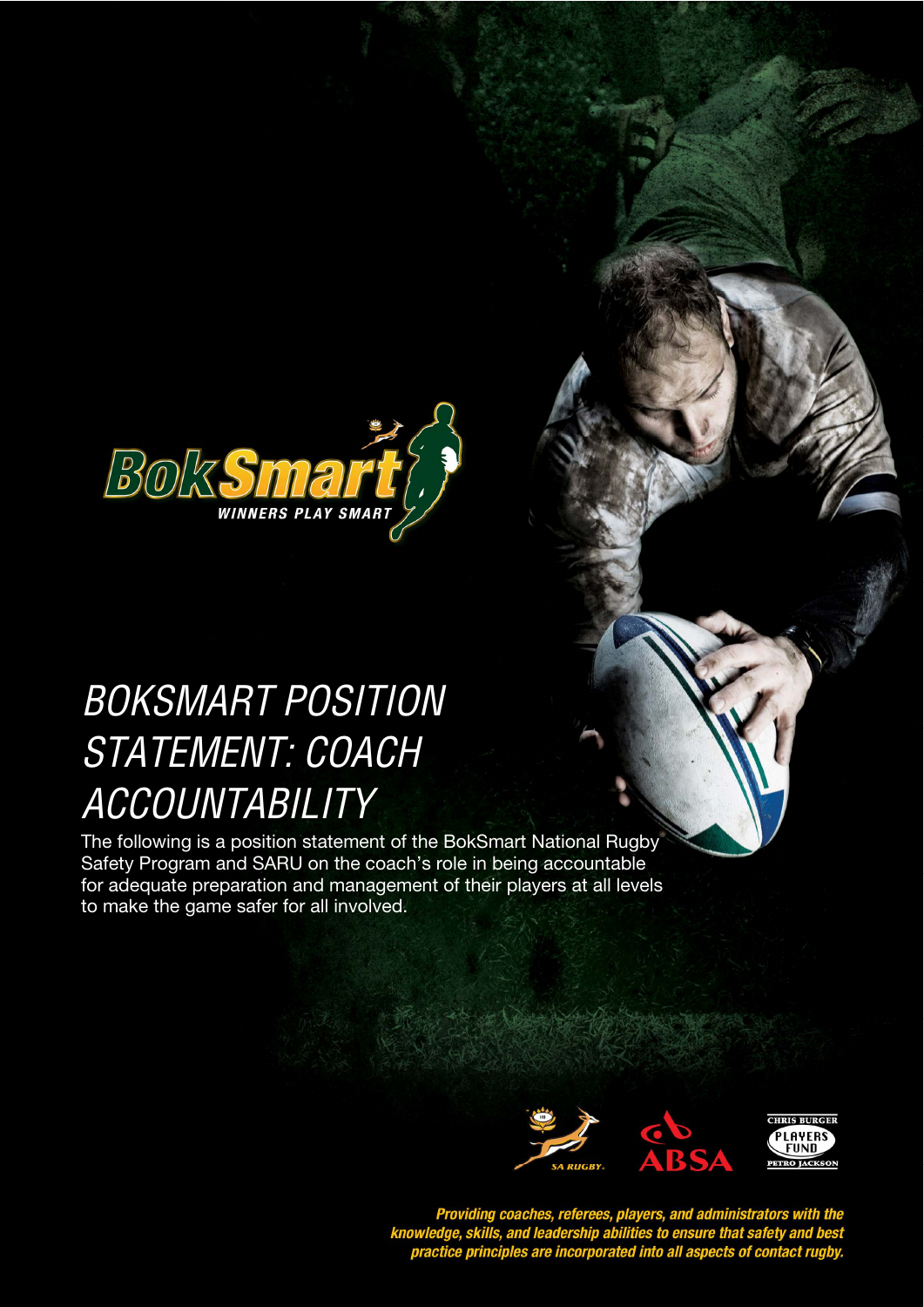# BOKSMART POSITION STATEMENT: COACH ACCOUNTABILITY

The following is a position statement of the BokSmart National Rugby Safety Program and SARU on the coach's role in being accountable for adequate preparation and management of their players at all levels to make the game safer for all involved.

***Providing coaches, referees, players, and administrators with the knowledge, skills, and leadership abilities to ensure that safety and best practice principles are incorporated into all aspects of contact rugby.***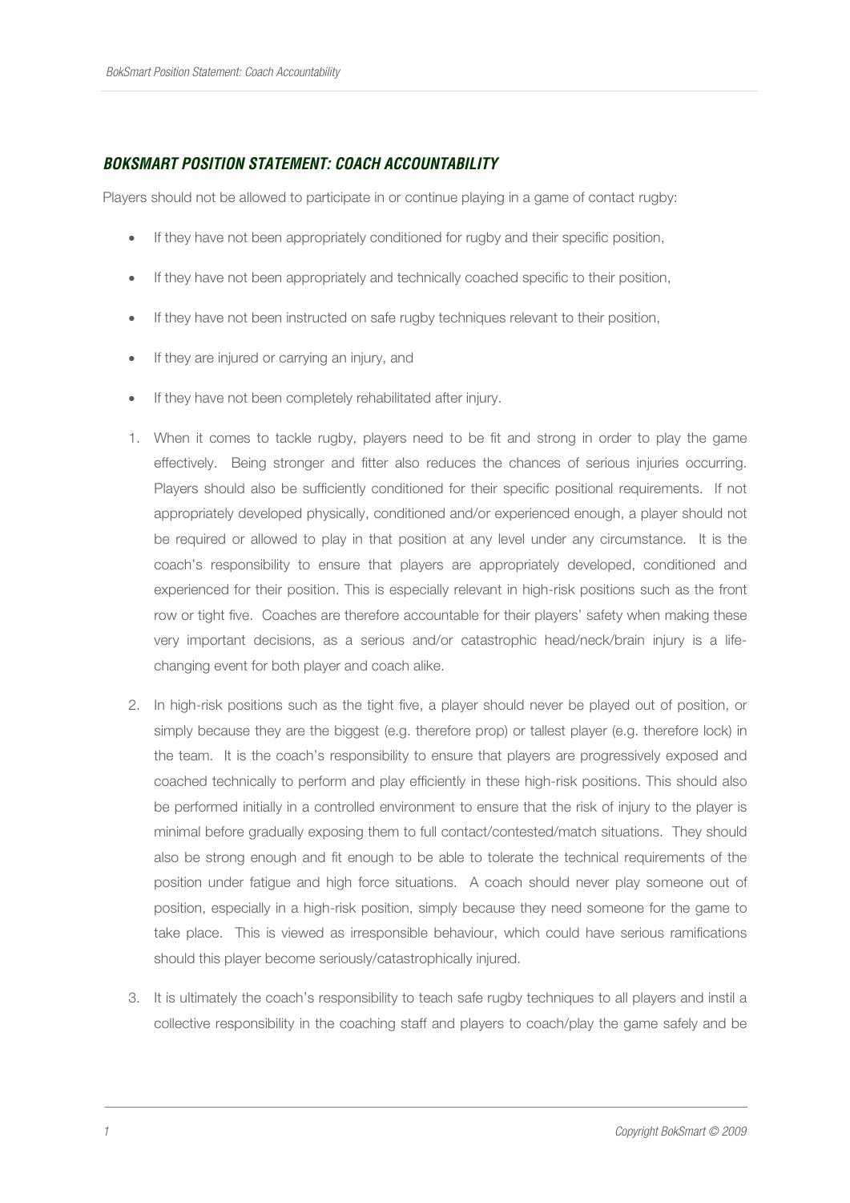## ***BOKSMART POSITION STATEMENT: COACH ACCOUNTABILITY***

Players should not be allowed to participate in or continue playing in a game of contact rugby:

- If they have not been appropriately conditioned for rugby and their specific position,
- If they have not been appropriately and technically coached specific to their position,
- If they have not been instructed on safe rugby techniques relevant to their position,
- If they are injured or carrying an injury, and
- If they have not been completely rehabilitated after injury.

1. When it comes to tackle rugby, players need to be fit and strong in order to play the game effectively. Being stronger and fitter also reduces the chances of serious injuries occurring. Players should also be sufficiently conditioned for their specific positional requirements. If not appropriately developed physically, conditioned and/or experienced enough, a player should not be required or allowed to play in that position at any level under any circumstance. It is the coach's responsibility to ensure that players are appropriately developed, conditioned and experienced for their position. This is especially relevant in high-risk positions such as the front row or tight five. Coaches are therefore accountable for their players' safety when making these very important decisions, as a serious and/or catastrophic head/neck/brain injury is a life-changing event for both player and coach alike.

2. In high-risk positions such as the tight five, a player should never be played out of position, or simply because they are the biggest (e.g. therefore prop) or tallest player (e.g. therefore lock) in the team. It is the coach's responsibility to ensure that players are progressively exposed and coached technically to perform and play efficiently in these high-risk positions. This should also be performed initially in a controlled environment to ensure that the risk of injury to the player is minimal before gradually exposing them to full contact/contested/match situations. They should also be strong enough and fit enough to be able to tolerate the technical requirements of the position under fatigue and high force situations. A coach should never play someone out of position, especially in a high-risk position, simply because they need someone for the game to take place. This is viewed as irresponsible behaviour, which could have serious ramifications should this player become seriously/catastrophically injured.

3. It is ultimately the coach's responsibility to teach safe rugby techniques to all players and instil a collective responsibility in the coaching staff and players to coach/play the game safely and be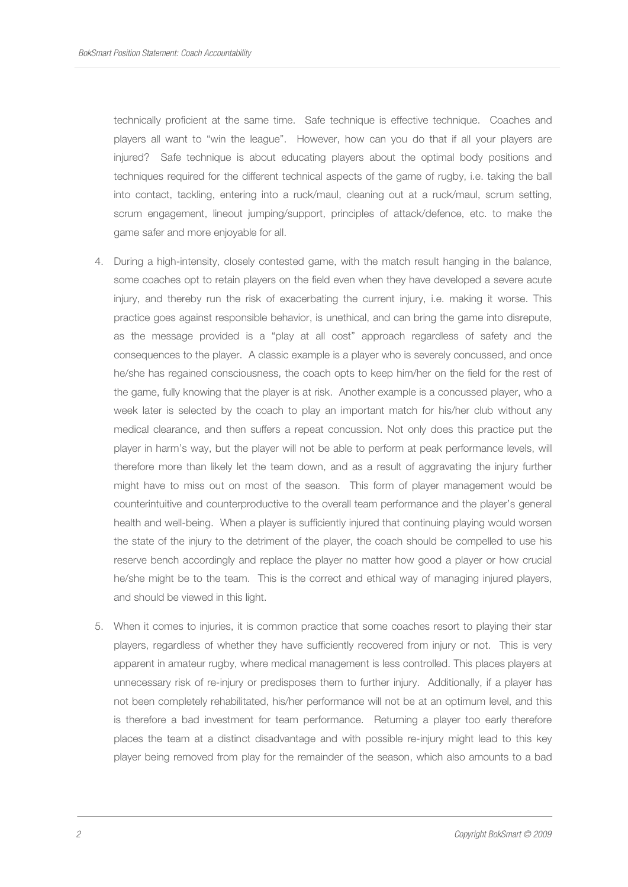technically proficient at the same time. Safe technique is effective technique. Coaches and players all want to "win the league". However, how can you do that if all your players are injured? Safe technique is about educating players about the optimal body positions and techniques required for the different technical aspects of the game of rugby, i.e. taking the ball into contact, tackling, entering into a ruck/maul, cleaning out at a ruck/maul, scrum setting, scrum engagement, lineout jumping/support, principles of attack/defence, etc. to make the game safer and more enjoyable for all.

4. During a high-intensity, closely contested game, with the match result hanging in the balance, some coaches opt to retain players on the field even when they have developed a severe acute injury, and thereby run the risk of exacerbating the current injury, i.e. making it worse. This practice goes against responsible behavior, is unethical, and can bring the game into disrepute, as the message provided is a "play at all cost" approach regardless of safety and the consequences to the player. A classic example is a player who is severely concussed, and once he/she has regained consciousness, the coach opts to keep him/her on the field for the rest of the game, fully knowing that the player is at risk. Another example is a concussed player, who a week later is selected by the coach to play an important match for his/her club without any medical clearance, and then suffers a repeat concussion. Not only does this practice put the player in harm's way, but the player will not be able to perform at peak performance levels, will therefore more than likely let the team down, and as a result of aggravating the injury further might have to miss out on most of the season. This form of player management would be counterintuitive and counterproductive to the overall team performance and the player's general health and well-being. When a player is sufficiently injured that continuing playing would worsen the state of the injury to the detriment of the player, the coach should be compelled to use his reserve bench accordingly and replace the player no matter how good a player or how crucial he/she might be to the team. This is the correct and ethical way of managing injured players, and should be viewed in this light.

5. When it comes to injuries, it is common practice that some coaches resort to playing their star players, regardless of whether they have sufficiently recovered from injury or not. This is very apparent in amateur rugby, where medical management is less controlled. This places players at unnecessary risk of re-injury or predisposes them to further injury. Additionally, if a player has not been completely rehabilitated, his/her performance will not be at an optimum level, and this is therefore a bad investment for team performance. Returning a player too early therefore places the team at a distinct disadvantage and with possible re-injury might lead to this key player being removed from play for the remainder of the season, which also amounts to a bad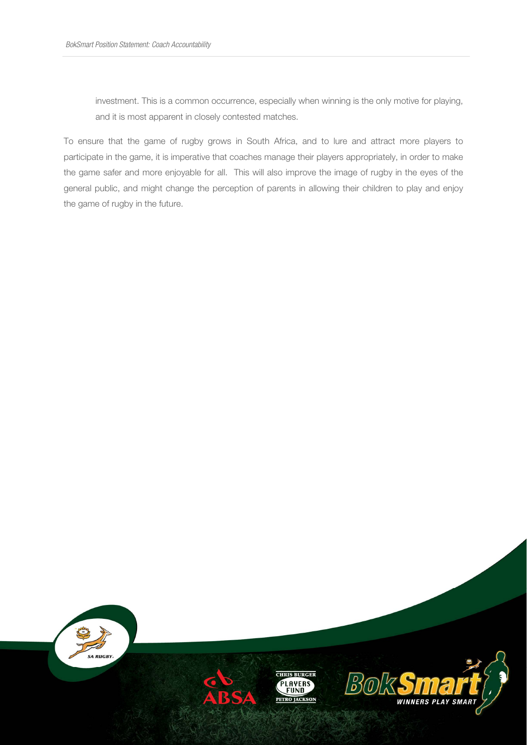investment. This is a common occurrence, especially when winning is the only motive for playing, and it is most apparent in closely contested matches.

To ensure that the game of rugby grows in South Africa, and to lure and attract more players to participate in the game, it is imperative that coaches manage their players appropriately, in order to make the game safer and more enjoyable for all. This will also improve the image of rugby in the eyes of the general public, and might change the perception of parents in allowing their children to play and enjoy the game of rugby in the future.